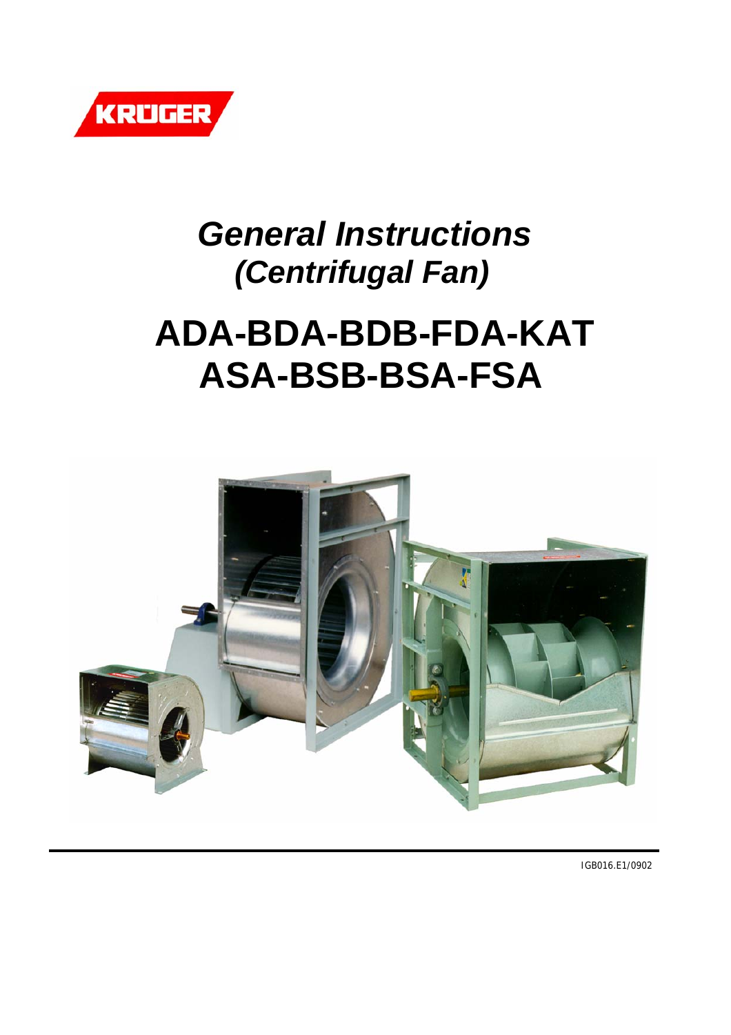KRÜGER

# *General Instructions*
## *(Centrifugal Fan)*

# ADA-BDA-BDB-FDA-KAT
# ASA-BSB-BSA-FSA

IGB016.E1/0902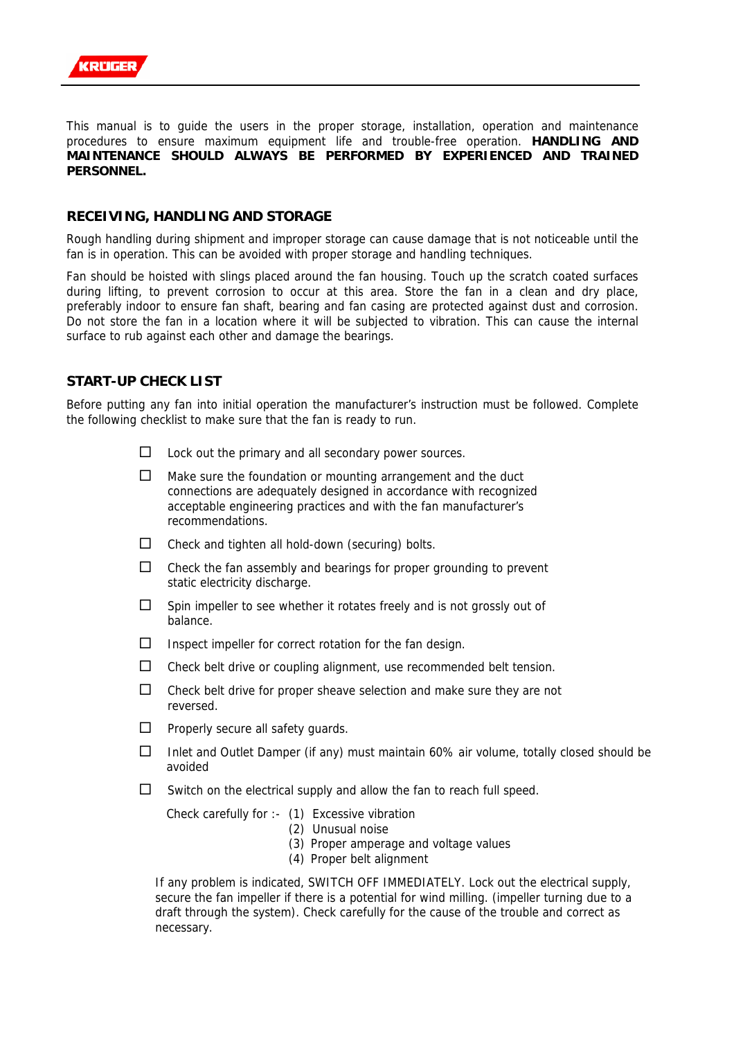This manual is to guide the users in the proper storage, installation, operation and maintenance procedures to ensure maximum equipment life and trouble-free operation. **HANDLING AND MAINTENANCE SHOULD ALWAYS BE PERFORMED BY EXPERIENCED AND TRAINED PERSONNEL.**

## RECEIVING, HANDLING AND STORAGE

Rough handling during shipment and improper storage can cause damage that is not noticeable until the fan is in operation. This can be avoided with proper storage and handling techniques.

Fan should be hoisted with slings placed around the fan housing. Touch up the scratch coated surfaces during lifting, to prevent corrosion to occur at this area. Store the fan in a clean and dry place, preferably indoor to ensure fan shaft, bearing and fan casing are protected against dust and corrosion. Do not store the fan in a location where it will be subjected to vibration. This can cause the internal surface to rub against each other and damage the bearings.

## START-UP CHECK LIST

Before putting any fan into initial operation the manufacturer's instruction must be followed. Complete the following checklist to make sure that the fan is ready to run.

- ☐ Lock out the primary and all secondary power sources.
- ☐ Make sure the foundation or mounting arrangement and the duct connections are adequately designed in accordance with recognized acceptable engineering practices and with the fan manufacturer's recommendations.
- ☐ Check and tighten all hold-down (securing) bolts.
- ☐ Check the fan assembly and bearings for proper grounding to prevent static electricity discharge.
- ☐ Spin impeller to see whether it rotates freely and is not grossly out of balance.
- ☐ Inspect impeller for correct rotation for the fan design.
- ☐ Check belt drive or coupling alignment, use recommended belt tension.
- ☐ Check belt drive for proper sheave selection and make sure they are not reversed.
- ☐ Properly secure all safety guards.
- ☐ Inlet and Outlet Damper (if any) must maintain 60% air volume, totally closed should be avoided
- ☐ Switch on the electrical supply and allow the fan to reach full speed.

  Check carefully for :-
  (1) Excessive vibration
  (2) Unusual noise
  (3) Proper amperage and voltage values
  (4) Proper belt alignment

If any problem is indicated, SWITCH OFF IMMEDIATELY. Lock out the electrical supply, secure the fan impeller if there is a potential for wind milling. (impeller turning due to a draft through the system). Check carefully for the cause of the trouble and correct as necessary.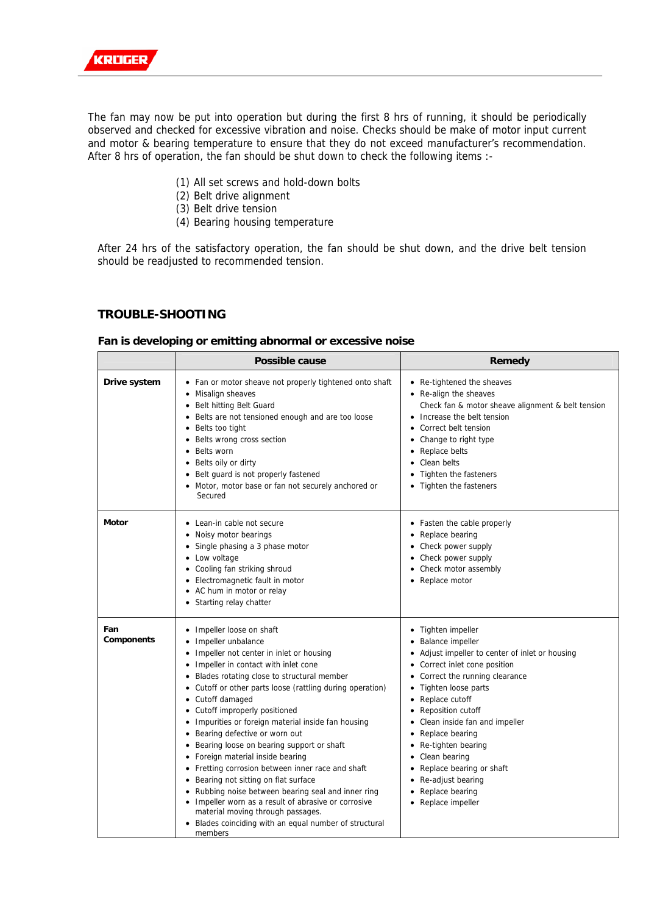The fan may now be put into operation but during the first 8 hrs of running, it should be periodically observed and checked for excessive vibration and noise. Checks should be make of motor input current and motor & bearing temperature to ensure that they do not exceed manufacturer's recommendation. After 8 hrs of operation, the fan should be shut down to check the following items :-

(1) All set screws and hold-down bolts
(2) Belt drive alignment
(3) Belt drive tension
(4) Bearing housing temperature

After 24 hrs of the satisfactory operation, the fan should be shut down, and the drive belt tension should be readjusted to recommended tension.

## TROUBLE-SHOOTING

### Fan is developing or emitting abnormal or excessive noise

| | Possible cause | Remedy |
|---|---|---|
| **Drive system** | • Fan or motor sheave not properly tightened onto shaft<br>• Misalign sheaves<br>• Belt hitting Belt Guard<br>• Belts are not tensioned enough and are too loose<br>• Belts too tight<br>• Belts wrong cross section<br>• Belts worn<br>• Belts oily or dirty<br>• Belt guard is not properly fastened<br>• Motor, motor base or fan not securely anchored or Secured | • Re-tightened the sheaves<br>• Re-align the sheaves<br>Check fan & motor sheave alignment & belt tension<br>• Increase the belt tension<br>• Correct belt tension<br>• Change to right type<br>• Replace belts<br>• Clean belts<br>• Tighten the fasteners<br>• Tighten the fasteners |
| **Motor** | • Lean-in cable not secure<br>• Noisy motor bearings<br>• Single phasing a 3 phase motor<br>• Low voltage<br>• Cooling fan striking shroud<br>• Electromagnetic fault in motor<br>• AC hum in motor or relay<br>• Starting relay chatter | • Fasten the cable properly<br>• Replace bearing<br>• Check power supply<br>• Check power supply<br>• Check motor assembly<br>• Replace motor |
| **Fan Components** | • Impeller loose on shaft<br>• Impeller unbalance<br>• Impeller not center in inlet or housing<br>• Impeller in contact with inlet cone<br>• Blades rotating close to structural member<br>• Cutoff or other parts loose (rattling during operation)<br>• Cutoff damaged<br>• Cutoff improperly positioned<br>• Impurities or foreign material inside fan housing<br>• Bearing defective or worn out<br>• Bearing loose on bearing support or shaft<br>• Foreign material inside bearing<br>• Fretting corrosion between inner race and shaft<br>• Bearing not sitting on flat surface<br>• Rubbing noise between bearing seal and inner ring<br>• Impeller worn as a result of abrasive or corrosive material moving through passages.<br>• Blades coinciding with an equal number of structural members | • Tighten impeller<br>• Balance impeller<br>• Adjust impeller to center of inlet or housing<br>• Correct inlet cone position<br>• Correct the running clearance<br>• Tighten loose parts<br>• Replace cutoff<br>• Reposition cutoff<br>• Clean inside fan and impeller<br>• Replace bearing<br>• Re-tighten bearing<br>• Clean bearing<br>• Replace bearing or shaft<br>• Re-adjust bearing<br>• Replace bearing<br>• Replace impeller |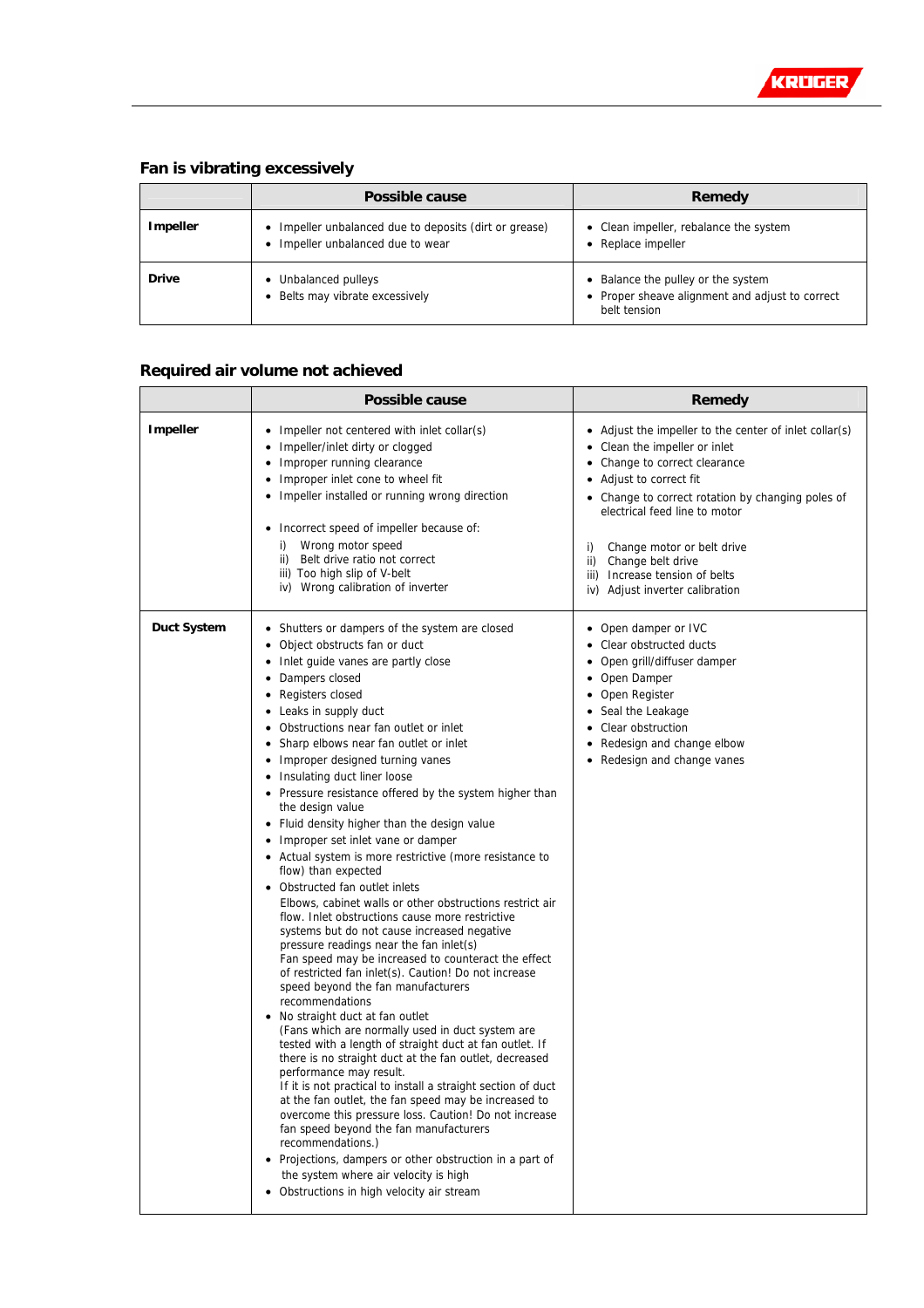## Fan is vibrating excessively

| | Possible cause | Remedy |
|---|---|---|
| **Impeller** | • Impeller unbalanced due to deposits (dirt or grease)<br>• Impeller unbalanced due to wear | • Clean impeller, rebalance the system<br>• Replace impeller |
| **Drive** | • Unbalanced pulleys<br>• Belts may vibrate excessively | • Balance the pulley or the system<br>• Proper sheave alignment and adjust to correct belt tension |

## Required air volume not achieved

| | Possible cause | Remedy |
|---|---|---|
| **Impeller** | • Impeller not centered with inlet collar(s)<br>• Impeller/inlet dirty or clogged<br>• Improper running clearance<br>• Improper inlet cone to wheel fit<br>• Impeller installed or running wrong direction<br><br>• Incorrect speed of impeller because of:<br>i) Wrong motor speed<br>ii) Belt drive ratio not correct<br>iii) Too high slip of V-belt<br>iv) Wrong calibration of inverter | • Adjust the impeller to the center of inlet collar(s)<br>• Clean the impeller or inlet<br>• Change to correct clearance<br>• Adjust to correct fit<br>• Change to correct rotation by changing poles of electrical feed line to motor<br><br>i) Change motor or belt drive<br>ii) Change belt drive<br>iii) Increase tension of belts<br>iv) Adjust inverter calibration |
| **Duct System** | • Shutters or dampers of the system are closed<br>• Object obstructs fan or duct<br>• Inlet guide vanes are partly close<br>• Dampers closed<br>• Registers closed<br>• Leaks in supply duct<br>• Obstructions near fan outlet or inlet<br>• Sharp elbows near fan outlet or inlet<br>• Improper designed turning vanes<br>• Insulating duct liner loose<br>• Pressure resistance offered by the system higher than the design value<br>• Fluid density higher than the design value<br>• Improper set inlet vane or damper<br>• Actual system is more restrictive (more resistance to flow) than expected<br>• Obstructed fan outlet inlets<br>Elbows, cabinet walls or other obstructions restrict air flow. Inlet obstructions cause more restrictive systems but do not cause increased negative pressure readings near the fan inlet(s)<br>Fan speed may be increased to counteract the effect of restricted fan inlet(s). Caution! Do not increase speed beyond the fan manufacturers recommendations<br>• No straight duct at fan outlet<br>(Fans which are normally used in duct system are tested with a length of straight duct at fan outlet. If there is no straight duct at the fan outlet, decreased performance may result.<br>If it is not practical to install a straight section of duct at the fan outlet, the fan speed may be increased to overcome this pressure loss. Caution! Do not increase fan speed beyond the fan manufacturers recommendations.)<br>• Projections, dampers or other obstruction in a part of the system where air velocity is high<br>• Obstructions in high velocity air stream | • Open damper or IVC<br>• Clear obstructed ducts<br>• Open grill/diffuser damper<br>• Open Damper<br>• Open Register<br>• Seal the Leakage<br>• Clear obstruction<br>• Redesign and change elbow<br>• Redesign and change vanes |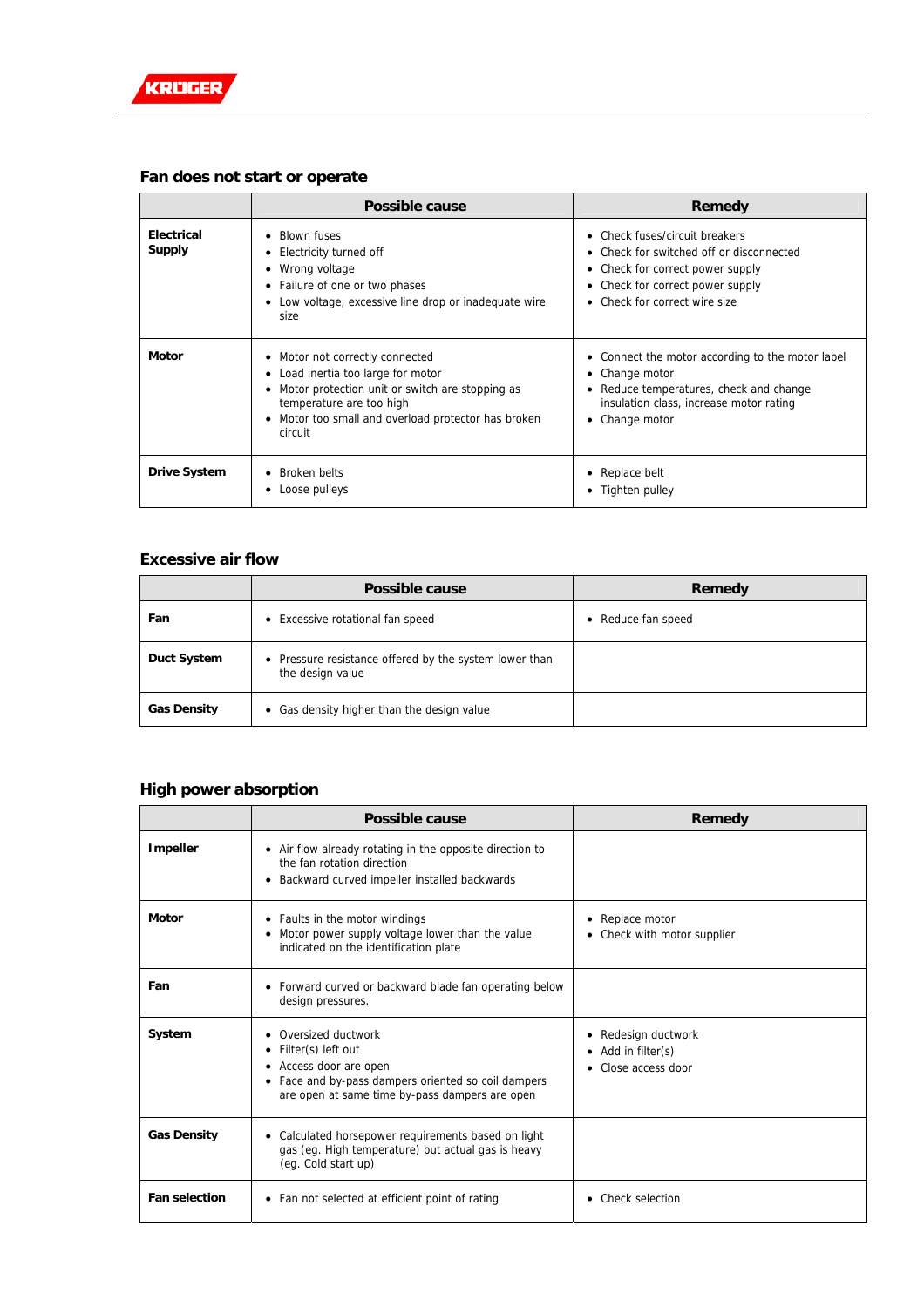## Fan does not start or operate

| | Possible cause | Remedy |
|---|---|---|
| **Electrical Supply** | • Blown fuses<br>• Electricity turned off<br>• Wrong voltage<br>• Failure of one or two phases<br>• Low voltage, excessive line drop or inadequate wire size | • Check fuses/circuit breakers<br>• Check for switched off or disconnected<br>• Check for correct power supply<br>• Check for correct power supply<br>• Check for correct wire size |
| **Motor** | • Motor not correctly connected<br>• Load inertia too large for motor<br>• Motor protection unit or switch are stopping as temperature are too high<br>• Motor too small and overload protector has broken circuit | • Connect the motor according to the motor label<br>• Change motor<br>• Reduce temperatures, check and change insulation class, increase motor rating<br>• Change motor |
| **Drive System** | • Broken belts<br>• Loose pulleys | • Replace belt<br>• Tighten pulley |

## Excessive air flow

| | Possible cause | Remedy |
|---|---|---|
| **Fan** | • Excessive rotational fan speed | • Reduce fan speed |
| **Duct System** | • Pressure resistance offered by the system lower than the design value | |
| **Gas Density** | • Gas density higher than the design value | |

## High power absorption

| | Possible cause | Remedy |
|---|---|---|
| **Impeller** | • Air flow already rotating in the opposite direction to the fan rotation direction<br>• Backward curved impeller installed backwards | |
| **Motor** | • Faults in the motor windings<br>• Motor power supply voltage lower than the value indicated on the identification plate | • Replace motor<br>• Check with motor supplier |
| **Fan** | • Forward curved or backward blade fan operating below design pressures. | |
| **System** | • Oversized ductwork<br>• Filter(s) left out<br>• Access door are open<br>• Face and by-pass dampers oriented so coil dampers are open at same time by-pass dampers are open | • Redesign ductwork<br>• Add in filter(s)<br>• Close access door |
| **Gas Density** | • Calculated horsepower requirements based on light gas (eg. High temperature) but actual gas is heavy (eg. Cold start up) | |
| **Fan selection** | • Fan not selected at efficient point of rating | • Check selection |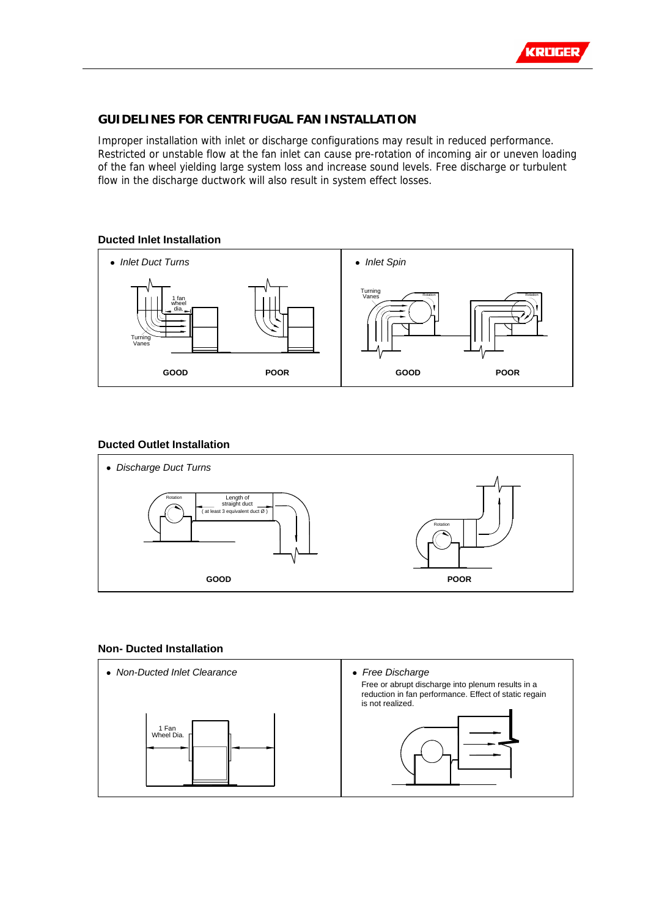## GUIDELINES FOR CENTRIFUGAL FAN INSTALLATION

Improper installation with inlet or discharge configurations may result in reduced performance. Restricted or unstable flow at the fan inlet can cause pre-rotation of incoming air or uneven loading of the fan wheel yielding large system loss and increase sound levels. Free discharge or turbulent flow in the discharge ductwork will also result in system effect losses.

### Ducted Inlet Installation

- *Inlet Duct Turns*

1 fan wheel dia.

Turning Vanes

**GOOD** **POOR**

- *Inlet Spin*

Turning Vanes

Rotation

**GOOD** **POOR**

### Ducted Outlet Installation

- *Discharge Duct Turns*

Rotation

Length of straight duct ( at least 3 equivalent duct Ø )

**GOOD** **POOR**

### Non- Ducted Installation

- *Non-Ducted Inlet Clearance*

1 Fan Wheel Dia.

- *Free Discharge*

Free or abrupt discharge into plenum results in a reduction in fan performance. Effect of static regain is not realized.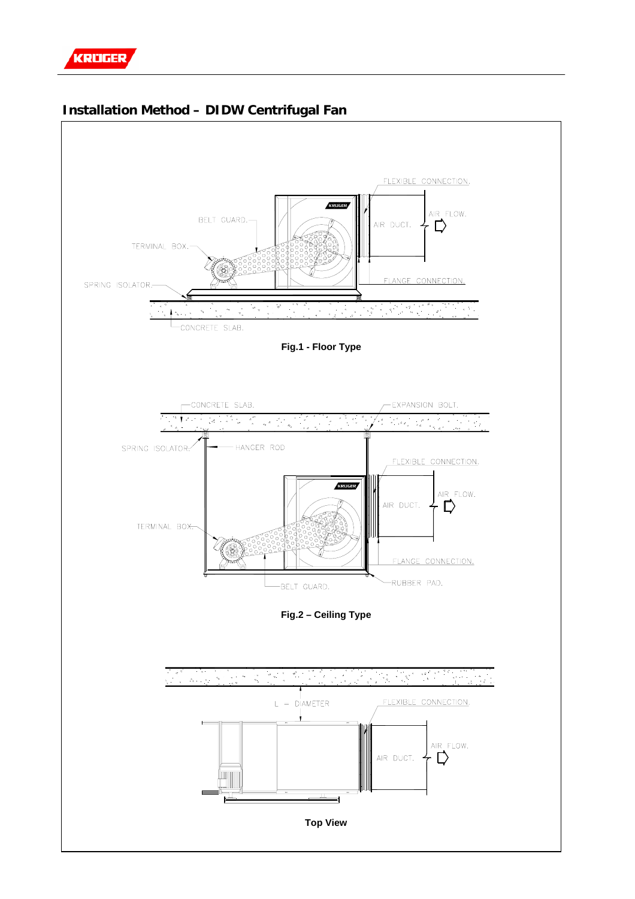## Installation Method – DIDW Centrifugal Fan

FLEXIBLE CONNECTION.

BELT GUARD.

AIR DUCT.

AIR FLOW.

TERMINAL BOX.

FLANGE CONNECTION.

SPRING ISOLATOR.

CONCRETE SLAB.

**Fig.1 - Floor Type**

CONCRETE SLAB.

EXPANSION BOLT.

SPRING ISOLATOR.

HANGER ROD

FLEXIBLE CONNECTION.

AIR FLOW.

AIR DUCT.

TERMINAL BOX.

FLANGE CONNECTION.

BELT GUARD.

RUBBER PAD.

**Fig.2 – Ceiling Type**

L = DIAMETER

FLEXIBLE CONNECTION.

AIR FLOW.

AIR DUCT.

**Top View**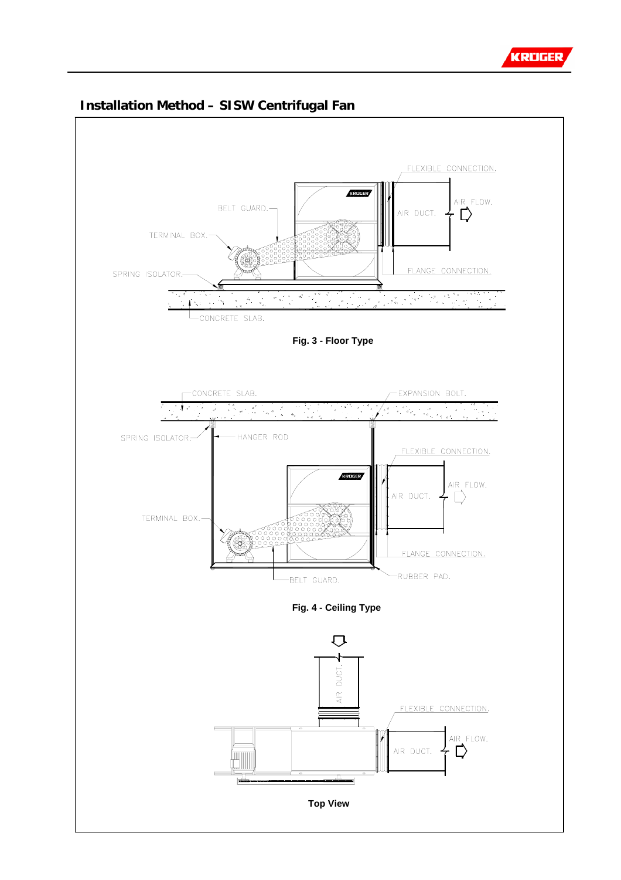## Installation Method – SISW Centrifugal Fan

FLEXIBLE CONNECTION.

BELT GUARD.

AIR DUCT.

AIR FLOW.

TERMINAL BOX.

SPRING ISOLATOR.

FLANGE CONNECTION.

CONCRETE SLAB.

**Fig. 3 - Floor Type**

CONCRETE SLAB.

EXPANSION BOLT.

SPRING ISOLATOR.

HANGER ROD

FLEXIBLE CONNECTION.

AIR FLOW.

AIR DUCT.

TERMINAL BOX.

FLANGE CONNECTION.

RUBBER PAD.

BELT GUARD.

**Fig. 4 - Ceiling Type**

AIR DUCT.

FLEXIBLE CONNECTION.

AIR FLOW.

AIR DUCT.

**Top View**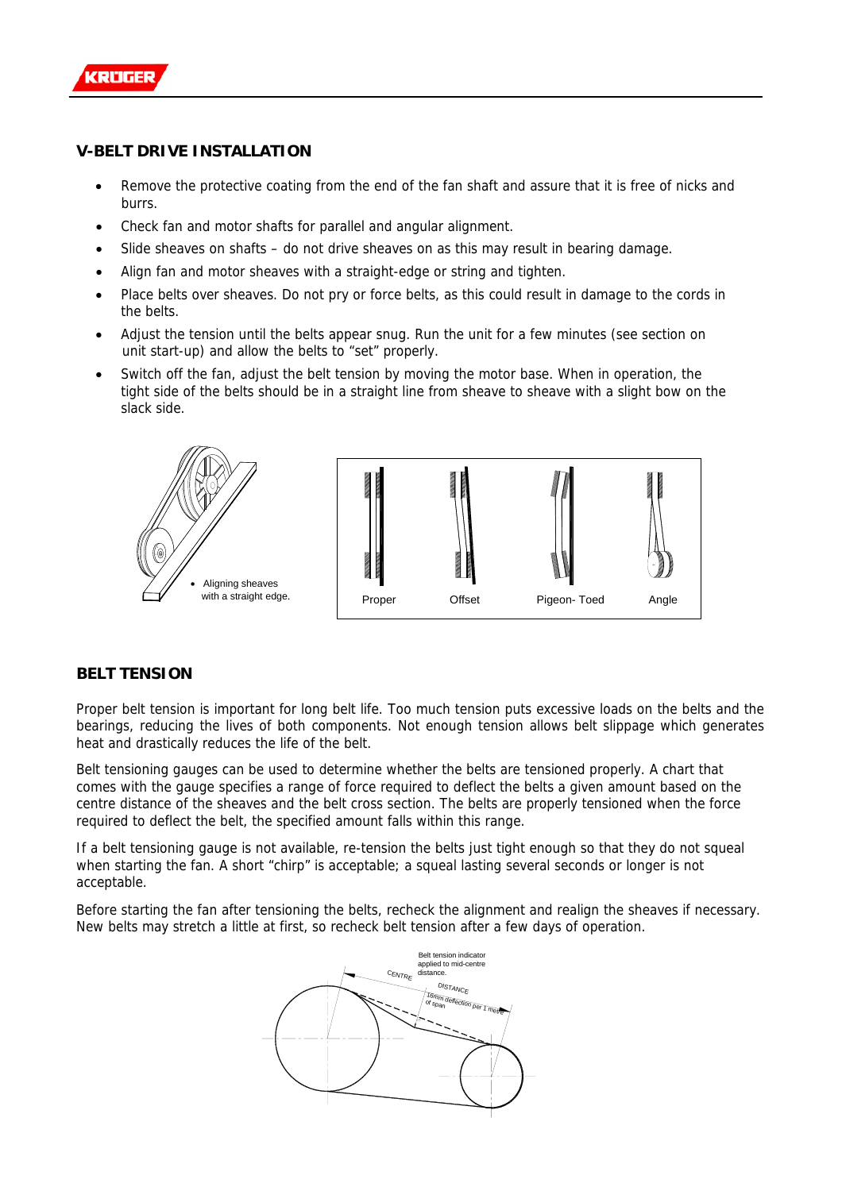## V-BELT DRIVE INSTALLATION

- Remove the protective coating from the end of the fan shaft and assure that it is free of nicks and burrs.
- Check fan and motor shafts for parallel and angular alignment.
- Slide sheaves on shafts – do not drive sheaves on as this may result in bearing damage.
- Align fan and motor sheaves with a straight-edge or string and tighten.
- Place belts over sheaves. Do not pry or force belts, as this could result in damage to the cords in the belts.
- Adjust the tension until the belts appear snug. Run the unit for a few minutes (see section on unit start-up) and allow the belts to "set" properly.
- Switch off the fan, adjust the belt tension by moving the motor base. When in operation, the tight side of the belts should be in a straight line from sheave to sheave with a slight bow on the slack side.

- Aligning sheaves with a straight edge.

Proper Offset Pigeon- Toed Angle

## BELT TENSION

Proper belt tension is important for long belt life. Too much tension puts excessive loads on the belts and the bearings, reducing the lives of both components. Not enough tension allows belt slippage which generates heat and drastically reduces the life of the belt.

Belt tensioning gauges can be used to determine whether the belts are tensioned properly. A chart that comes with the gauge specifies a range of force required to deflect the belts a given amount based on the centre distance of the sheaves and the belt cross section. The belts are properly tensioned when the force required to deflect the belt, the specified amount falls within this range.

If a belt tensioning gauge is not available, re-tension the belts just tight enough so that they do not squeal when starting the fan. A short "chirp" is acceptable; a squeal lasting several seconds or longer is not acceptable.

Before starting the fan after tensioning the belts, recheck the alignment and realign the sheaves if necessary. New belts may stretch a little at first, so recheck belt tension after a few days of operation.

Belt tension indicator applied to mid-centre distance.

CENTRE DISTANCE

16mm deflection per 1 metre of span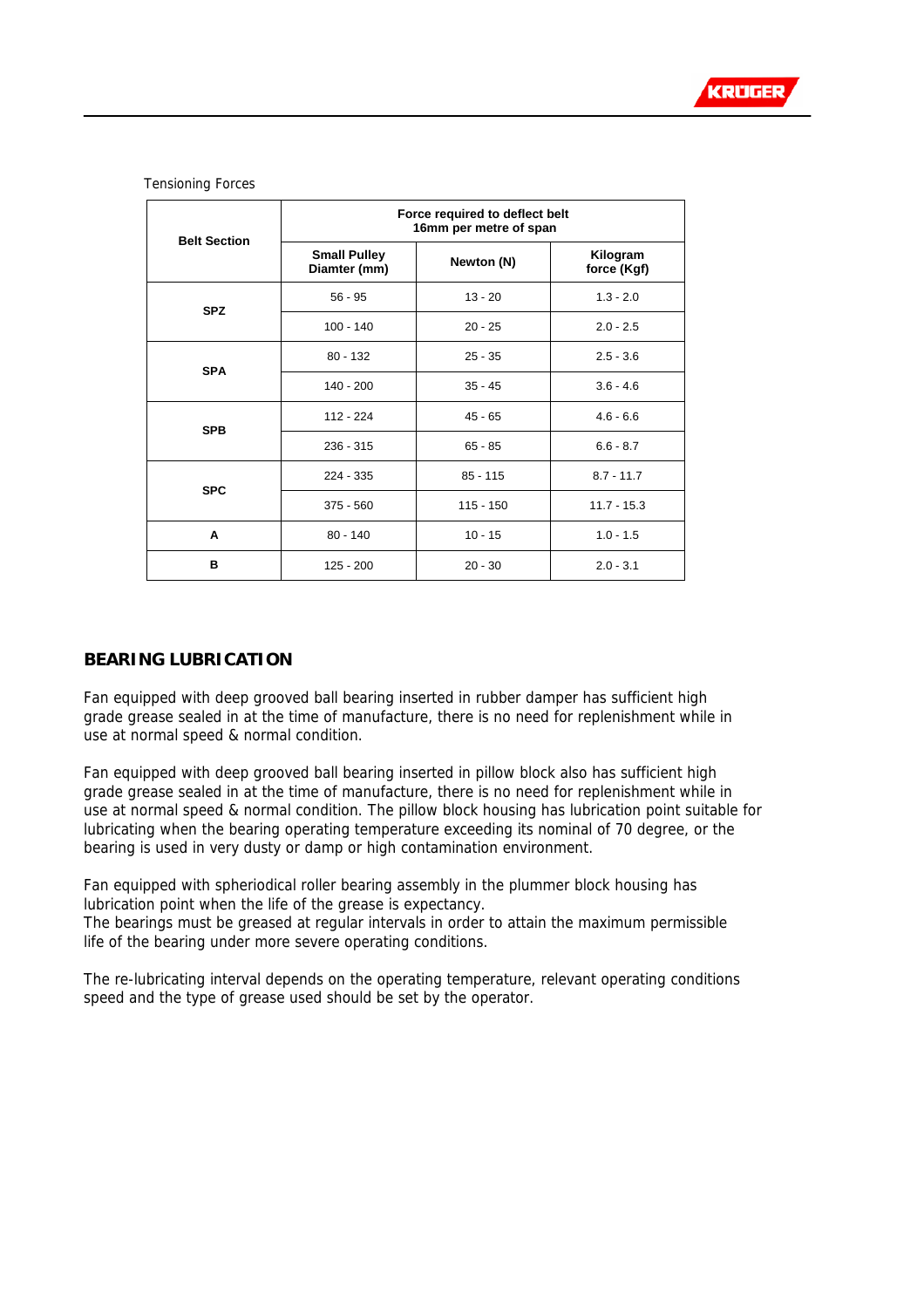Tensioning Forces

| Belt Section | Force required to deflect belt 16mm per metre of span | | |
|---|---|---|---|
| | Small Pulley Diamter (mm) | Newton (N) | Kilogram force (Kgf) |
| SPZ | 56 - 95 | 13 - 20 | 1.3 - 2.0 |
| | 100 - 140 | 20 - 25 | 2.0 - 2.5 |
| SPA | 80 - 132 | 25 - 35 | 2.5 - 3.6 |
| | 140 - 200 | 35 - 45 | 3.6 - 4.6 |
| SPB | 112 - 224 | 45 - 65 | 4.6 - 6.6 |
| | 236 - 315 | 65 - 85 | 6.6 - 8.7 |
| SPC | 224 - 335 | 85 - 115 | 8.7 - 11.7 |
| | 375 - 560 | 115 - 150 | 11.7 - 15.3 |
| A | 80 - 140 | 10 - 15 | 1.0 - 1.5 |
| B | 125 - 200 | 20 - 30 | 2.0 - 3.1 |

## BEARING LUBRICATION

Fan equipped with deep grooved ball bearing inserted in rubber damper has sufficient high grade grease sealed in at the time of manufacture, there is no need for replenishment while in use at normal speed & normal condition.

Fan equipped with deep grooved ball bearing inserted in pillow block also has sufficient high grade grease sealed in at the time of manufacture, there is no need for replenishment while in use at normal speed & normal condition. The pillow block housing has lubrication point suitable for lubricating when the bearing operating temperature exceeding its nominal of 70 degree, or the bearing is used in very dusty or damp or high contamination environment.

Fan equipped with spheriodical roller bearing assembly in the plummer block housing has lubrication point when the life of the grease is expectancy.
The bearings must be greased at regular intervals in order to attain the maximum permissible life of the bearing under more severe operating conditions.

The re-lubricating interval depends on the operating temperature, relevant operating conditions speed and the type of grease used should be set by the operator.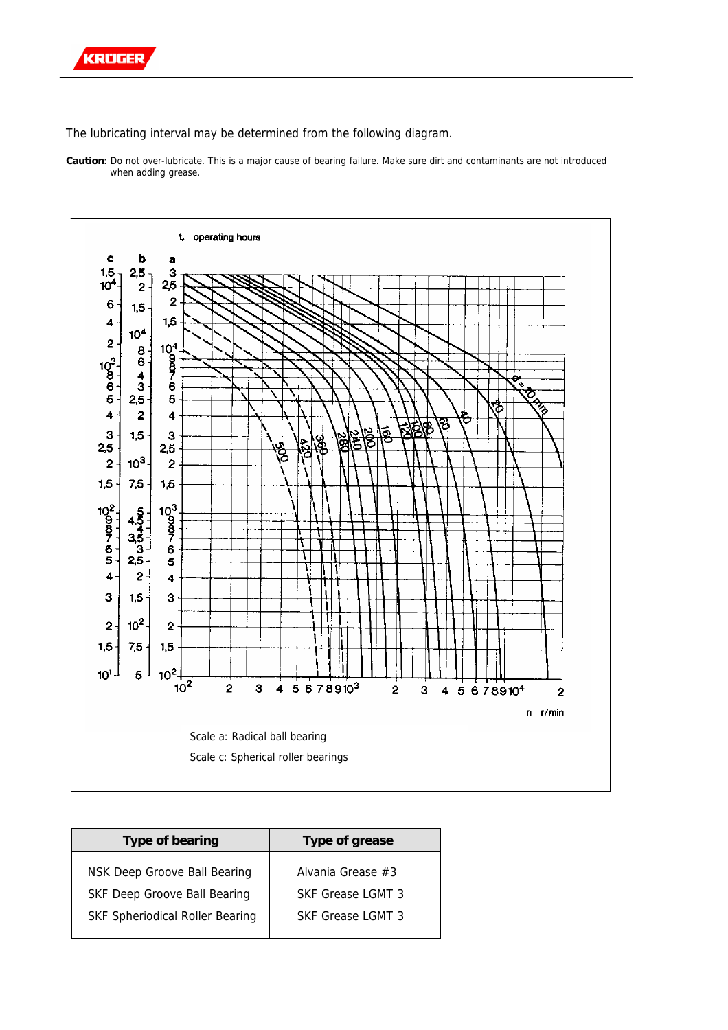The lubricating interval may be determined from the following diagram.

**Caution**: Do not over-lubricate. This is a major cause of bearing failure. Make sure dirt and contaminants are not introduced when adding grease.

$t_f$ operating hours

Scale a: Radical ball bearing

Scale c: Spherical roller bearings

| Type of bearing | Type of grease |
|---|---|
| NSK Deep Groove Ball Bearing | Alvania Grease #3 |
| SKF Deep Groove Ball Bearing | SKF Grease LGMT 3 |
| SKF Spheriodical Roller Bearing | SKF Grease LGMT 3 |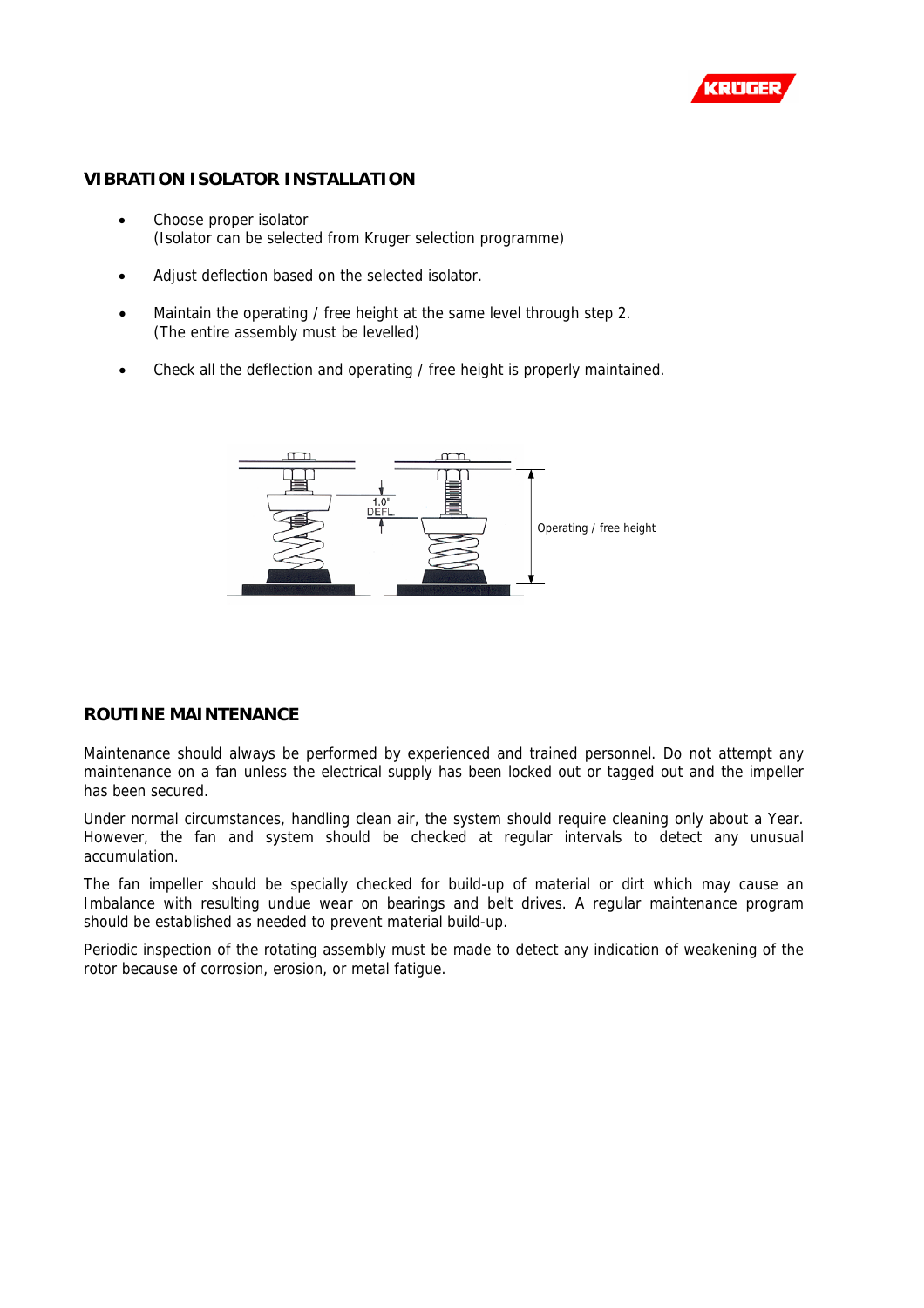## VIBRATION ISOLATOR INSTALLATION

- Choose proper isolator
  (Isolator can be selected from Kruger selection programme)
- Adjust deflection based on the selected isolator.
- Maintain the operating / free height at the same level through step 2.
  (The entire assembly must be levelled)
- Check all the deflection and operating / free height is properly maintained.

1.0" DEFL.

Operating / free height

## ROUTINE MAINTENANCE

Maintenance should always be performed by experienced and trained personnel. Do not attempt any maintenance on a fan unless the electrical supply has been locked out or tagged out and the impeller has been secured.

Under normal circumstances, handling clean air, the system should require cleaning only about a Year. However, the fan and system should be checked at regular intervals to detect any unusual accumulation.

The fan impeller should be specially checked for build-up of material or dirt which may cause an Imbalance with resulting undue wear on bearings and belt drives. A regular maintenance program should be established as needed to prevent material build-up.

Periodic inspection of the rotating assembly must be made to detect any indication of weakening of the rotor because of corrosion, erosion, or metal fatigue.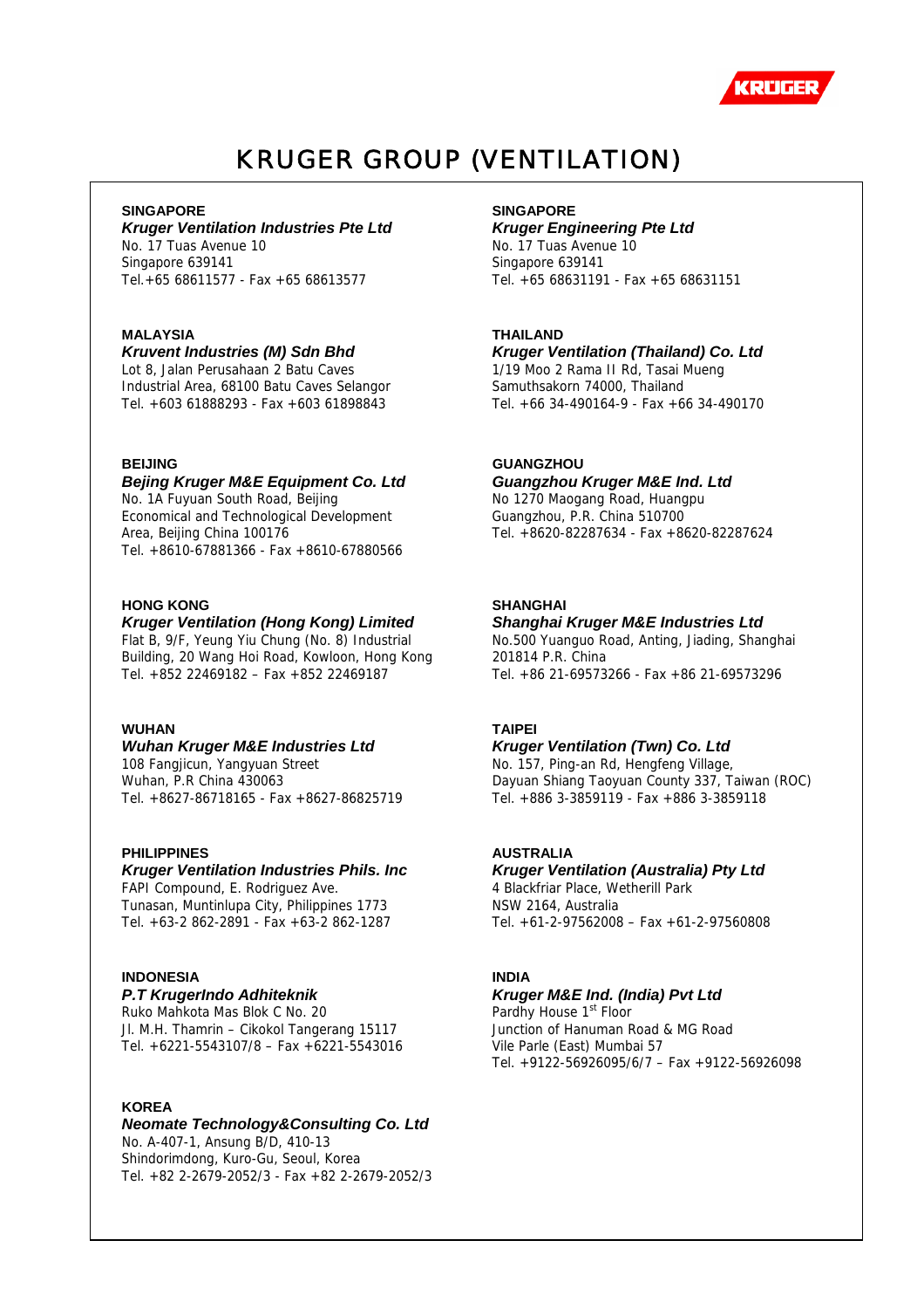# KRUGER GROUP (VENTILATION)

**SINGAPORE**
***Kruger Ventilation Industries Pte Ltd***
No. 17 Tuas Avenue 10
Singapore 639141
Tel.+65 68611577 - Fax +65 68613577

**SINGAPORE**
***Kruger Engineering Pte Ltd***
No. 17 Tuas Avenue 10
Singapore 639141
Tel. +65 68631191 - Fax +65 68631151

**MALAYSIA**
***Kruvent Industries (M) Sdn Bhd***
Lot 8, Jalan Perusahaan 2 Batu Caves
Industrial Area, 68100 Batu Caves Selangor
Tel. +603 61888293 - Fax +603 61898843

**THAILAND**
***Kruger Ventilation (Thailand) Co. Ltd***
1/19 Moo 2 Rama II Rd, Tasai Mueng
Samuthsakorn 74000, Thailand
Tel. +66 34-490164-9 - Fax +66 34-490170

**BEIJING**
***Bejing Kruger M&E Equipment Co. Ltd***
No. 1A Fuyuan South Road, Beijing
Economical and Technological Development
Area, Beijing China 100176
Tel. +8610-67881366 - Fax +8610-67880566

**GUANGZHOU**
***Guangzhou Kruger M&E Ind. Ltd***
No 1270 Maogang Road, Huangpu
Guangzhou, P.R. China 510700
Tel. +8620-82287634 - Fax +8620-82287624

**HONG KONG**
***Kruger Ventilation (Hong Kong) Limited***
Flat B, 9/F, Yeung Yiu Chung (No. 8) Industrial
Building, 20 Wang Hoi Road, Kowloon, Hong Kong
Tel. +852 22469182 – Fax +852 22469187

**SHANGHAI**
***Shanghai Kruger M&E Industries Ltd***
No.500 Yuanguo Road, Anting, Jiading, Shanghai
201814 P.R. China
Tel. +86 21-69573266 - Fax +86 21-69573296

**WUHAN**
***Wuhan Kruger M&E Industries Ltd***
108 Fangjicun, Yangyuan Street
Wuhan, P.R China 430063
Tel. +8627-86718165 - Fax +8627-86825719

**TAIPEI**
***Kruger Ventilation (Twn) Co. Ltd***
No. 157, Ping-an Rd, Hengfeng Village,
Dayuan Shiang Taoyuan County 337, Taiwan (ROC)
Tel. +886 3-3859119 - Fax +886 3-3859118

**PHILIPPINES**
***Kruger Ventilation Industries Phils. Inc***
FAPI Compound, E. Rodriguez Ave.
Tunasan, Muntinlupa City, Philippines 1773
Tel. +63-2 862-2891 - Fax +63-2 862-1287

**AUSTRALIA**
***Kruger Ventilation (Australia) Pty Ltd***
4 Blackfriar Place, Wetherill Park
NSW 2164, Australia
Tel. +61-2-97562008 – Fax +61-2-97560808

**INDONESIA**
***P.T KrugerIndo Adhiteknik***
Ruko Mahkota Mas Blok C No. 20
Jl. M.H. Thamrin – Cikokol Tangerang 15117
Tel. +6221-5543107/8 – Fax +6221-5543016

**INDIA**
***Kruger M&E Ind. (India) Pvt Ltd***
Pardhy House 1st Floor
Junction of Hanuman Road & MG Road
Vile Parle (East) Mumbai 57
Tel. +9122-56926095/6/7 – Fax +9122-56926098

**KOREA**
***Neomate Technology&Consulting Co. Ltd***
No. A-407-1, Ansung B/D, 410-13
Shindorimdong, Kuro-Gu, Seoul, Korea
Tel. +82 2-2679-2052/3 - Fax +82 2-2679-2052/3